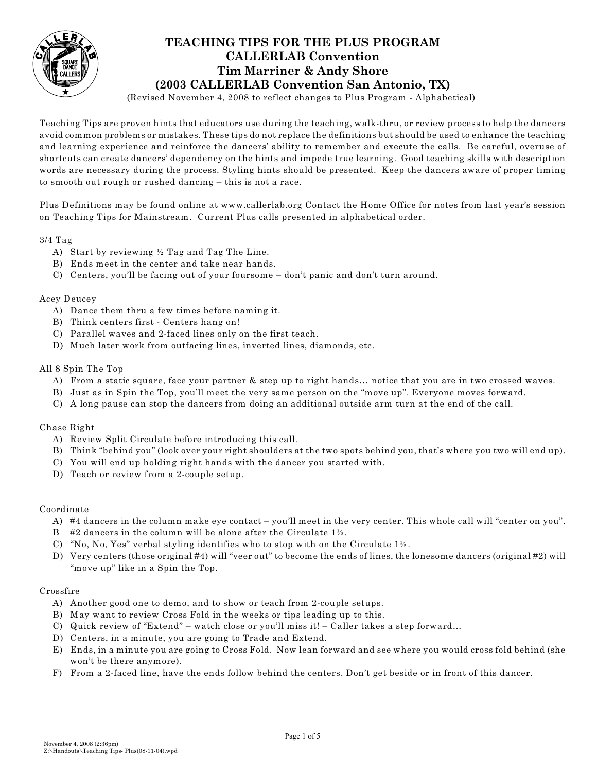# TEACHING TIPS FOR THE PLUS PROGRAM
## CALLERLAB Convention
## Tim Marriner & Andy Shore
## (2003 CALLERLAB Convention San Antonio, TX)

(Revised November 4, 2008 to reflect changes to Plus Program - Alphabetical)

Teaching Tips are proven hints that educators use during the teaching, walk-thru, or review process to help the dancers avoid common problems or mistakes. These tips do not replace the definitions but should be used to enhance the teaching and learning experience and reinforce the dancers' ability to remember and execute the calls. Be careful, overuse of shortcuts can create dancers' dependency on the hints and impede true learning. Good teaching skills with description words are necessary during the process. Styling hints should be presented. Keep the dancers aware of proper timing to smooth out rough or rushed dancing – this is not a race.

Plus Definitions may be found online at www.callerlab.org Contact the Home Office for notes from last year's session on Teaching Tips for Mainstream. Current Plus calls presented in alphabetical order.

3/4 Tag

- A) Start by reviewing ½ Tag and Tag The Line.
- B) Ends meet in the center and take near hands.
- C) Centers, you'll be facing out of your foursome – don't panic and don't turn around.

Acey Deucey

- A) Dance them thru a few times before naming it.
- B) Think centers first - Centers hang on!
- C) Parallel waves and 2-faced lines only on the first teach.
- D) Much later work from outfacing lines, inverted lines, diamonds, etc.

All 8 Spin The Top

- A) From a static square, face your partner & step up to right hands... notice that you are in two crossed waves.
- B) Just as in Spin the Top, you'll meet the very same person on the "move up". Everyone moves forward.
- C) A long pause can stop the dancers from doing an additional outside arm turn at the end of the call.

Chase Right

- A) Review Split Circulate before introducing this call.
- B) Think "behind you" (look over your right shoulders at the two spots behind you, that's where you two will end up).
- C) You will end up holding right hands with the dancer you started with.
- D) Teach or review from a 2-couple setup.

Coordinate

- A) #4 dancers in the column make eye contact – you'll meet in the very center. This whole call will "center on you".
- B #2 dancers in the column will be alone after the Circulate 1½.
- C) "No, No, Yes" verbal styling identifies who to stop with on the Circulate 1½.
- D) Very centers (those original #4) will "veer out" to become the ends of lines, the lonesome dancers (original #2) will "move up" like in a Spin the Top.

Crossfire

- A) Another good one to demo, and to show or teach from 2-couple setups.
- B) May want to review Cross Fold in the weeks or tips leading up to this.
- C) Quick review of "Extend" – watch close or you'll miss it! – Caller takes a step forward...
- D) Centers, in a minute, you are going to Trade and Extend.
- E) Ends, in a minute you are going to Cross Fold. Now lean forward and see where you would cross fold behind (she won't be there anymore).
- F) From a 2-faced line, have the ends follow behind the centers. Don't get beside or in front of this dancer.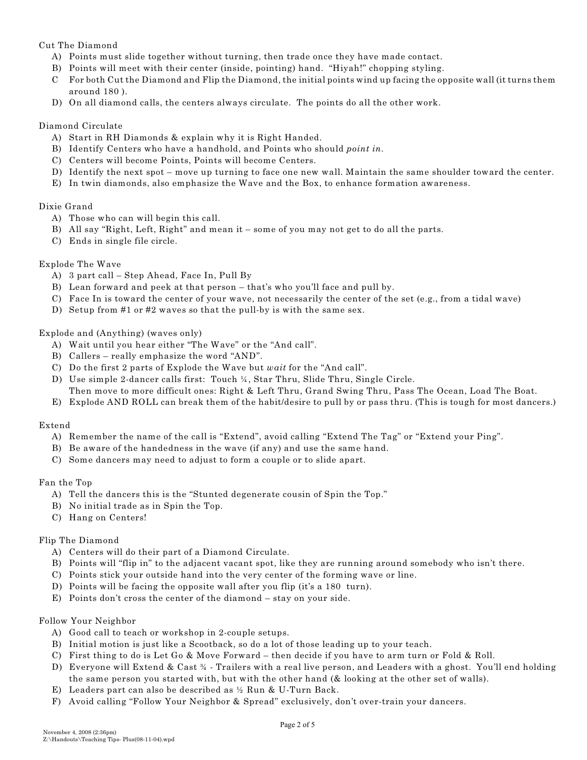Cut The Diamond

A) Points must slide together without turning, then trade once they have made contact.
B) Points will meet with their center (inside, pointing) hand. "Hiyah!" chopping styling.
C For both Cut the Diamond and Flip the Diamond, the initial points wind up facing the opposite wall (it turns them around 180 ).
D) On all diamond calls, the centers always circulate. The points do all the other work.

Diamond Circulate

A) Start in RH Diamonds & explain why it is Right Handed.
B) Identify Centers who have a handhold, and Points who should *point in*.
C) Centers will become Points, Points will become Centers.
D) Identify the next spot – move up turning to face one new wall. Maintain the same shoulder toward the center.
E) In twin diamonds, also emphasize the Wave and the Box, to enhance formation awareness.

Dixie Grand

A) Those who can will begin this call.
B) All say "Right, Left, Right" and mean it – some of you may not get to do all the parts.
C) Ends in single file circle.

Explode The Wave

A) 3 part call – Step Ahead, Face In, Pull By
B) Lean forward and peek at that person – that's who you'll face and pull by.
C) Face In is toward the center of your wave, not necessarily the center of the set (e.g., from a tidal wave)
D) Setup from #1 or #2 waves so that the pull-by is with the same sex.

Explode and (Anything) (waves only)

A) Wait until you hear either "The Wave" or the "And call".
B) Callers – really emphasize the word "AND".
C) Do the first 2 parts of Explode the Wave but *wait* for the "And call".
D) Use simple 2-dancer calls first: Touch ¼, Star Thru, Slide Thru, Single Circle.
   Then move to more difficult ones: Right & Left Thru, Grand Swing Thru, Pass The Ocean, Load The Boat.
E) Explode AND ROLL can break them of the habit/desire to pull by or pass thru. (This is tough for most dancers.)

Extend

A) Remember the name of the call is "Extend", avoid calling "Extend The Tag" or "Extend your Ping".
B) Be aware of the handedness in the wave (if any) and use the same hand.
C) Some dancers may need to adjust to form a couple or to slide apart.

Fan the Top

A) Tell the dancers this is the "Stunted degenerate cousin of Spin the Top."
B) No initial trade as in Spin the Top.
C) Hang on Centers!

Flip The Diamond

A) Centers will do their part of a Diamond Circulate.
B) Points will "flip in" to the adjacent vacant spot, like they are running around somebody who isn't there.
C) Points stick your outside hand into the very center of the forming wave or line.
D) Points will be facing the opposite wall after you flip (it's a 180 turn).
E) Points don't cross the center of the diamond – stay on your side.

Follow Your Neighbor

A) Good call to teach or workshop in 2-couple setups.
B) Initial motion is just like a Scootback, so do a lot of those leading up to your teach.
C) First thing to do is Let Go & Move Forward – then decide if you have to arm turn or Fold & Roll.
D) Everyone will Extend & Cast ¾ - Trailers with a real live person, and Leaders with a ghost. You'll end holding the same person you started with, but with the other hand (& looking at the other set of walls).
E) Leaders part can also be described as ½ Run & U-Turn Back.
F) Avoid calling "Follow Your Neighbor & Spread" exclusively, don't over-train your dancers.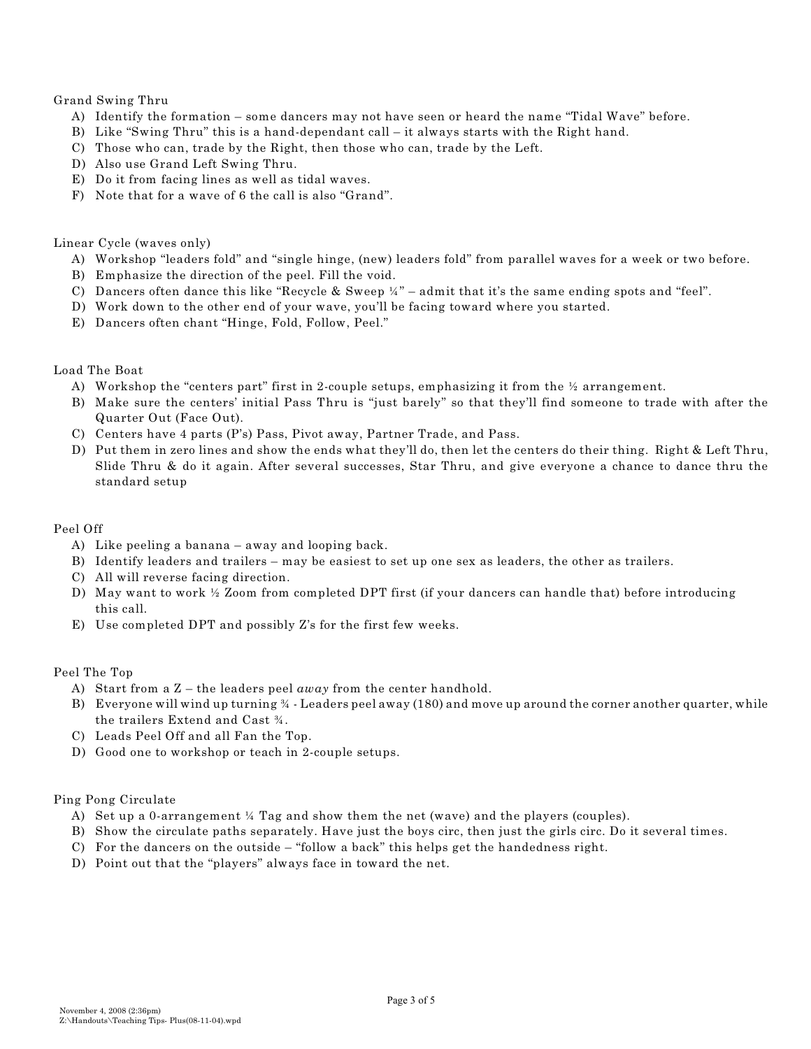Grand Swing Thru

A) Identify the formation – some dancers may not have seen or heard the name “Tidal Wave” before.
B) Like “Swing Thru” this is a hand-dependant call – it always starts with the Right hand.
C) Those who can, trade by the Right, then those who can, trade by the Left.
D) Also use Grand Left Swing Thru.
E) Do it from facing lines as well as tidal waves.
F) Note that for a wave of 6 the call is also “Grand”.

Linear Cycle (waves only)

A) Workshop “leaders fold” and “single hinge, (new) leaders fold” from parallel waves for a week or two before.
B) Emphasize the direction of the peel. Fill the void.
C) Dancers often dance this like “Recycle & Sweep ¼” – admit that it’s the same ending spots and “feel”.
D) Work down to the other end of your wave, you’ll be facing toward where you started.
E) Dancers often chant “Hinge, Fold, Follow, Peel.”

Load The Boat

A) Workshop the “centers part” first in 2-couple setups, emphasizing it from the ½ arrangement.
B) Make sure the centers’ initial Pass Thru is “just barely” so that they’ll find someone to trade with after the Quarter Out (Face Out).
C) Centers have 4 parts (P’s) Pass, Pivot away, Partner Trade, and Pass.
D) Put them in zero lines and show the ends what they’ll do, then let the centers do their thing. Right & Left Thru, Slide Thru & do it again. After several successes, Star Thru, and give everyone a chance to dance thru the standard setup

Peel Off

A) Like peeling a banana – away and looping back.
B) Identify leaders and trailers – may be easiest to set up one sex as leaders, the other as trailers.
C) All will reverse facing direction.
D) May want to work ½ Zoom from completed DPT first (if your dancers can handle that) before introducing this call.
E) Use completed DPT and possibly Z’s for the first few weeks.

Peel The Top

A) Start from a Z – the leaders peel *away* from the center handhold.
B) Everyone will wind up turning ¾ - Leaders peel away (180) and move up around the corner another quarter, while the trailers Extend and Cast ¾.
C) Leads Peel Off and all Fan the Top.
D) Good one to workshop or teach in 2-couple setups.

Ping Pong Circulate

A) Set up a 0-arrangement ¼ Tag and show them the net (wave) and the players (couples).
B) Show the circulate paths separately. Have just the boys circ, then just the girls circ. Do it several times.
C) For the dancers on the outside – “follow a back” this helps get the handedness right.
D) Point out that the “players” always face in toward the net.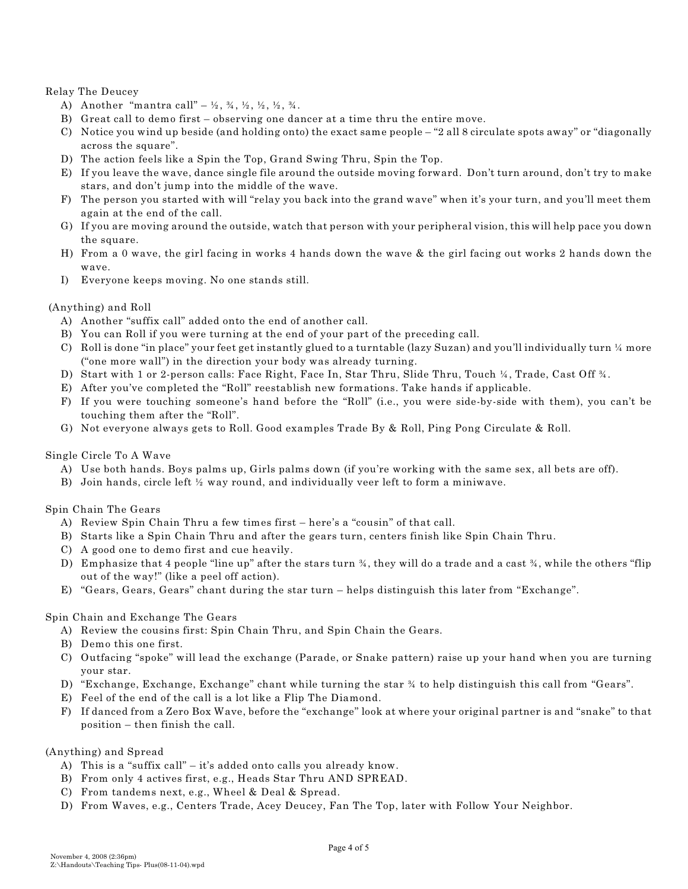Relay The Deucey

A) Another "mantra call" – ½, ¾, ½, ½, ½, ¾.
B) Great call to demo first – observing one dancer at a time thru the entire move.
C) Notice you wind up beside (and holding onto) the exact same people – "2 all 8 circulate spots away" or "diagonally across the square".
D) The action feels like a Spin the Top, Grand Swing Thru, Spin the Top.
E) If you leave the wave, dance single file around the outside moving forward. Don't turn around, don't try to make stars, and don't jump into the middle of the wave.
F) The person you started with will "relay you back into the grand wave" when it's your turn, and you'll meet them again at the end of the call.
G) If you are moving around the outside, watch that person with your peripheral vision, this will help pace you down the square.
H) From a 0 wave, the girl facing in works 4 hands down the wave & the girl facing out works 2 hands down the wave.
I) Everyone keeps moving. No one stands still.

(Anything) and Roll

A) Another "suffix call" added onto the end of another call.
B) You can Roll if you were turning at the end of your part of the preceding call.
C) Roll is done "in place" your feet get instantly glued to a turntable (lazy Suzan) and you'll individually turn ¼ more ("one more wall") in the direction your body was already turning.
D) Start with 1 or 2-person calls: Face Right, Face In, Star Thru, Slide Thru, Touch ¼, Trade, Cast Off ¾.
E) After you've completed the "Roll" reestablish new formations. Take hands if applicable.
F) If you were touching someone's hand before the "Roll" (i.e., you were side-by-side with them), you can't be touching them after the "Roll".
G) Not everyone always gets to Roll. Good examples Trade By & Roll, Ping Pong Circulate & Roll.

Single Circle To A Wave

A) Use both hands. Boys palms up, Girls palms down (if you're working with the same sex, all bets are off).
B) Join hands, circle left ½ way round, and individually veer left to form a miniwave.

Spin Chain The Gears

A) Review Spin Chain Thru a few times first – here's a "cousin" of that call.
B) Starts like a Spin Chain Thru and after the gears turn, centers finish like Spin Chain Thru.
C) A good one to demo first and cue heavily.
D) Emphasize that 4 people "line up" after the stars turn ¾, they will do a trade and a cast ¾, while the others "flip out of the way!" (like a peel off action).
E) "Gears, Gears, Gears" chant during the star turn – helps distinguish this later from "Exchange".

Spin Chain and Exchange The Gears

A) Review the cousins first: Spin Chain Thru, and Spin Chain the Gears.
B) Demo this one first.
C) Outfacing "spoke" will lead the exchange (Parade, or Snake pattern) raise up your hand when you are turning your star.
D) "Exchange, Exchange, Exchange" chant while turning the star ¾ to help distinguish this call from "Gears".
E) Feel of the end of the call is a lot like a Flip The Diamond.
F) If danced from a Zero Box Wave, before the "exchange" look at where your original partner is and "snake" to that position – then finish the call.

(Anything) and Spread

A) This is a "suffix call" – it's added onto calls you already know.
B) From only 4 actives first, e.g., Heads Star Thru AND SPREAD.
C) From tandems next, e.g., Wheel & Deal & Spread.
D) From Waves, e.g., Centers Trade, Acey Deucey, Fan The Top, later with Follow Your Neighbor.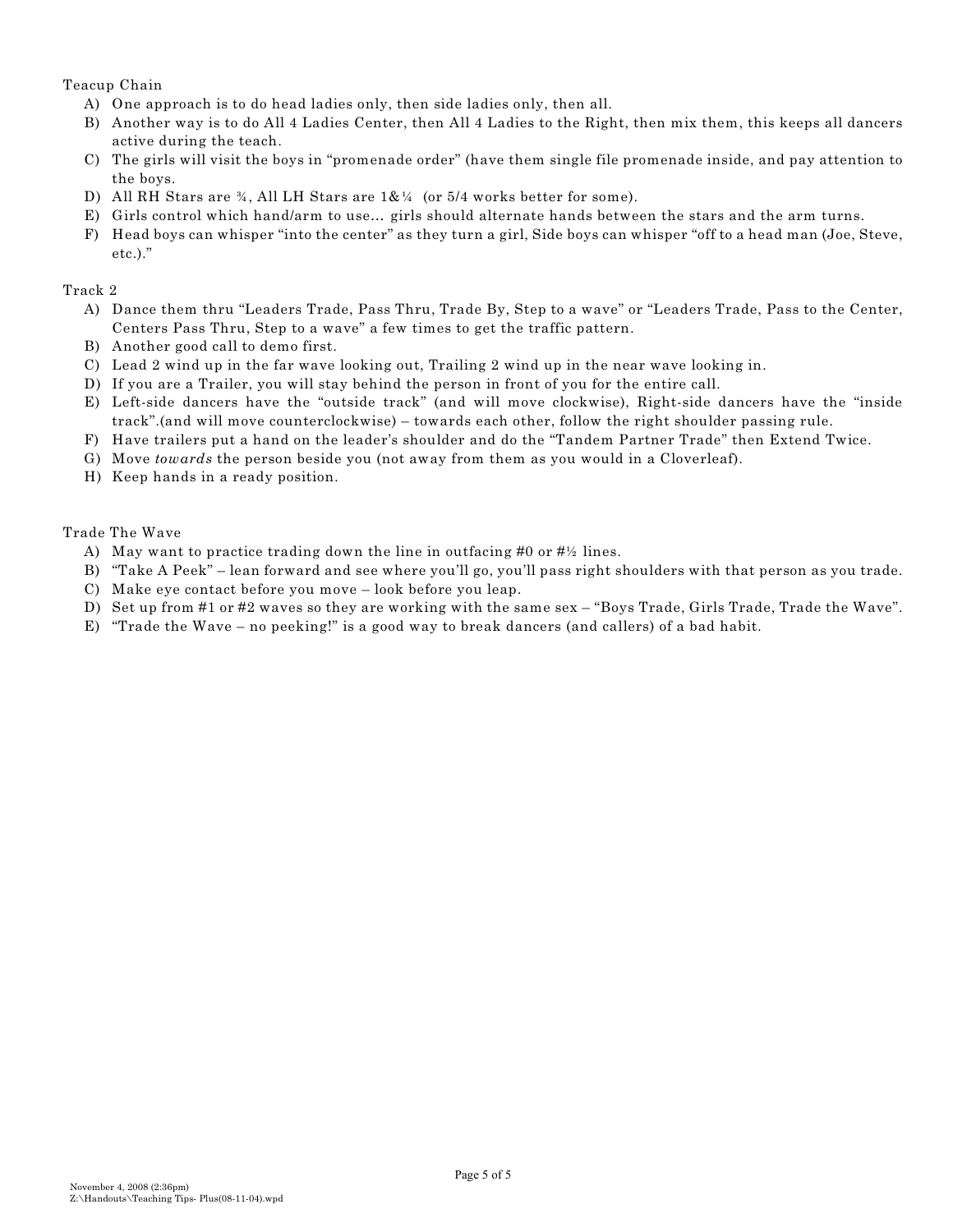Teacup Chain

A) One approach is to do head ladies only, then side ladies only, then all.
B) Another way is to do All 4 Ladies Center, then All 4 Ladies to the Right, then mix them, this keeps all dancers active during the teach.
C) The girls will visit the boys in "promenade order" (have them single file promenade inside, and pay attention to the boys.
D) All RH Stars are ¾, All LH Stars are 1&¼ (or 5/4 works better for some).
E) Girls control which hand/arm to use… girls should alternate hands between the stars and the arm turns.
F) Head boys can whisper "into the center" as they turn a girl, Side boys can whisper "off to a head man (Joe, Steve, etc.)."

Track 2

A) Dance them thru "Leaders Trade, Pass Thru, Trade By, Step to a wave" or "Leaders Trade, Pass to the Center, Centers Pass Thru, Step to a wave" a few times to get the traffic pattern.
B) Another good call to demo first.
C) Lead 2 wind up in the far wave looking out, Trailing 2 wind up in the near wave looking in.
D) If you are a Trailer, you will stay behind the person in front of you for the entire call.
E) Left-side dancers have the "outside track" (and will move clockwise), Right-side dancers have the "inside track".(and will move counterclockwise) – towards each other, follow the right shoulder passing rule.
F) Have trailers put a hand on the leader's shoulder and do the "Tandem Partner Trade" then Extend Twice.
G) Move *towards* the person beside you (not away from them as you would in a Cloverleaf).
H) Keep hands in a ready position.

Trade The Wave

A) May want to practice trading down the line in outfacing #0 or #½ lines.
B) "Take A Peek" – lean forward and see where you'll go, you'll pass right shoulders with that person as you trade.
C) Make eye contact before you move – look before you leap.
D) Set up from #1 or #2 waves so they are working with the same sex – "Boys Trade, Girls Trade, Trade the Wave".
E) "Trade the Wave – no peeking!" is a good way to break dancers (and callers) of a bad habit.